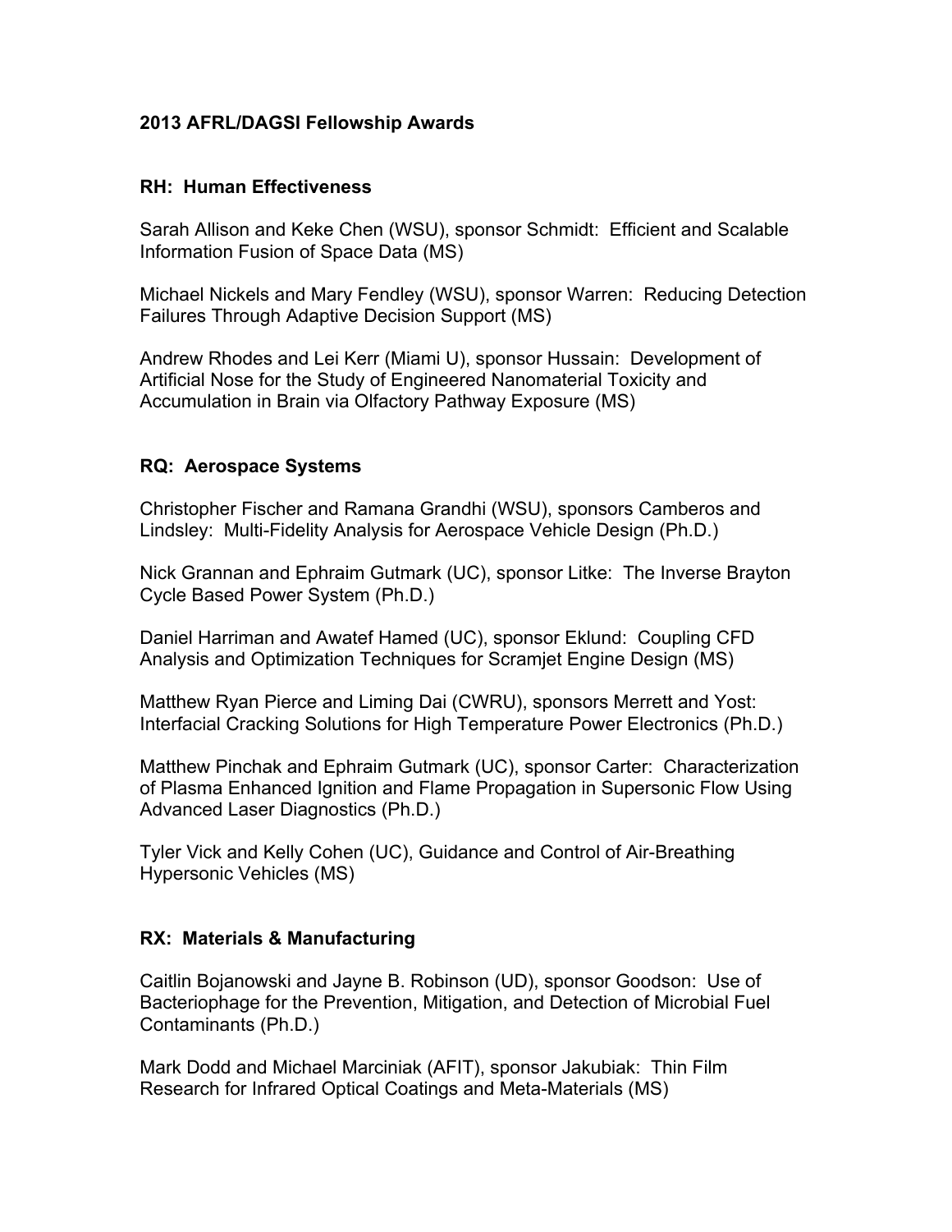**2013 AFRL/DAGSI Fellowship Awards**

**RH: Human Effectiveness**

Sarah Allison and Keke Chen (WSU), sponsor Schmidt: Efficient and Scalable Information Fusion of Space Data (MS)

Michael Nickels and Mary Fendley (WSU), sponsor Warren: Reducing Detection Failures Through Adaptive Decision Support (MS)

Andrew Rhodes and Lei Kerr (Miami U), sponsor Hussain: Development of Artificial Nose for the Study of Engineered Nanomaterial Toxicity and Accumulation in Brain via Olfactory Pathway Exposure (MS)

**RQ: Aerospace Systems**

Christopher Fischer and Ramana Grandhi (WSU), sponsors Camberos and Lindsley: Multi-Fidelity Analysis for Aerospace Vehicle Design (Ph.D.)

Nick Grannan and Ephraim Gutmark (UC), sponsor Litke: The Inverse Brayton Cycle Based Power System (Ph.D.)

Daniel Harriman and Awatef Hamed (UC), sponsor Eklund: Coupling CFD Analysis and Optimization Techniques for Scramjet Engine Design (MS)

Matthew Ryan Pierce and Liming Dai (CWRU), sponsors Merrett and Yost: Interfacial Cracking Solutions for High Temperature Power Electronics (Ph.D.)

Matthew Pinchak and Ephraim Gutmark (UC), sponsor Carter: Characterization of Plasma Enhanced Ignition and Flame Propagation in Supersonic Flow Using Advanced Laser Diagnostics (Ph.D.)

Tyler Vick and Kelly Cohen (UC), Guidance and Control of Air-Breathing Hypersonic Vehicles (MS)

**RX: Materials & Manufacturing**

Caitlin Bojanowski and Jayne B. Robinson (UD), sponsor Goodson: Use of Bacteriophage for the Prevention, Mitigation, and Detection of Microbial Fuel Contaminants (Ph.D.)

Mark Dodd and Michael Marciniak (AFIT), sponsor Jakubiak: Thin Film Research for Infrared Optical Coatings and Meta-Materials (MS)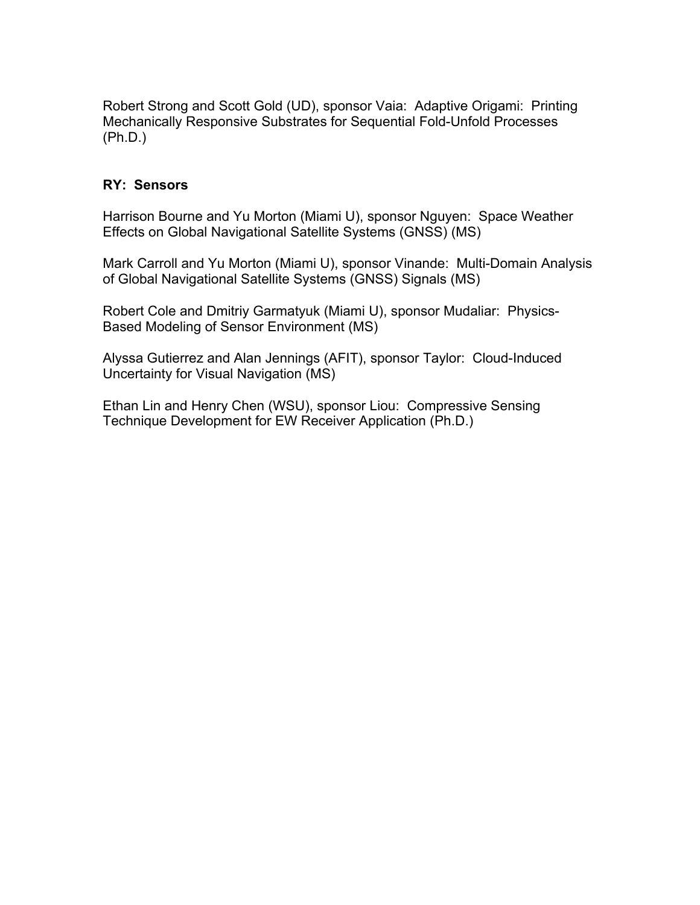Robert Strong and Scott Gold (UD), sponsor Vaia: Adaptive Origami: Printing Mechanically Responsive Substrates for Sequential Fold-Unfold Processes (Ph.D.)

**RY: Sensors**

Harrison Bourne and Yu Morton (Miami U), sponsor Nguyen: Space Weather Effects on Global Navigational Satellite Systems (GNSS) (MS)

Mark Carroll and Yu Morton (Miami U), sponsor Vinande: Multi-Domain Analysis of Global Navigational Satellite Systems (GNSS) Signals (MS)

Robert Cole and Dmitriy Garmatyuk (Miami U), sponsor Mudaliar: Physics-Based Modeling of Sensor Environment (MS)

Alyssa Gutierrez and Alan Jennings (AFIT), sponsor Taylor: Cloud-Induced Uncertainty for Visual Navigation (MS)

Ethan Lin and Henry Chen (WSU), sponsor Liou: Compressive Sensing Technique Development for EW Receiver Application (Ph.D.)